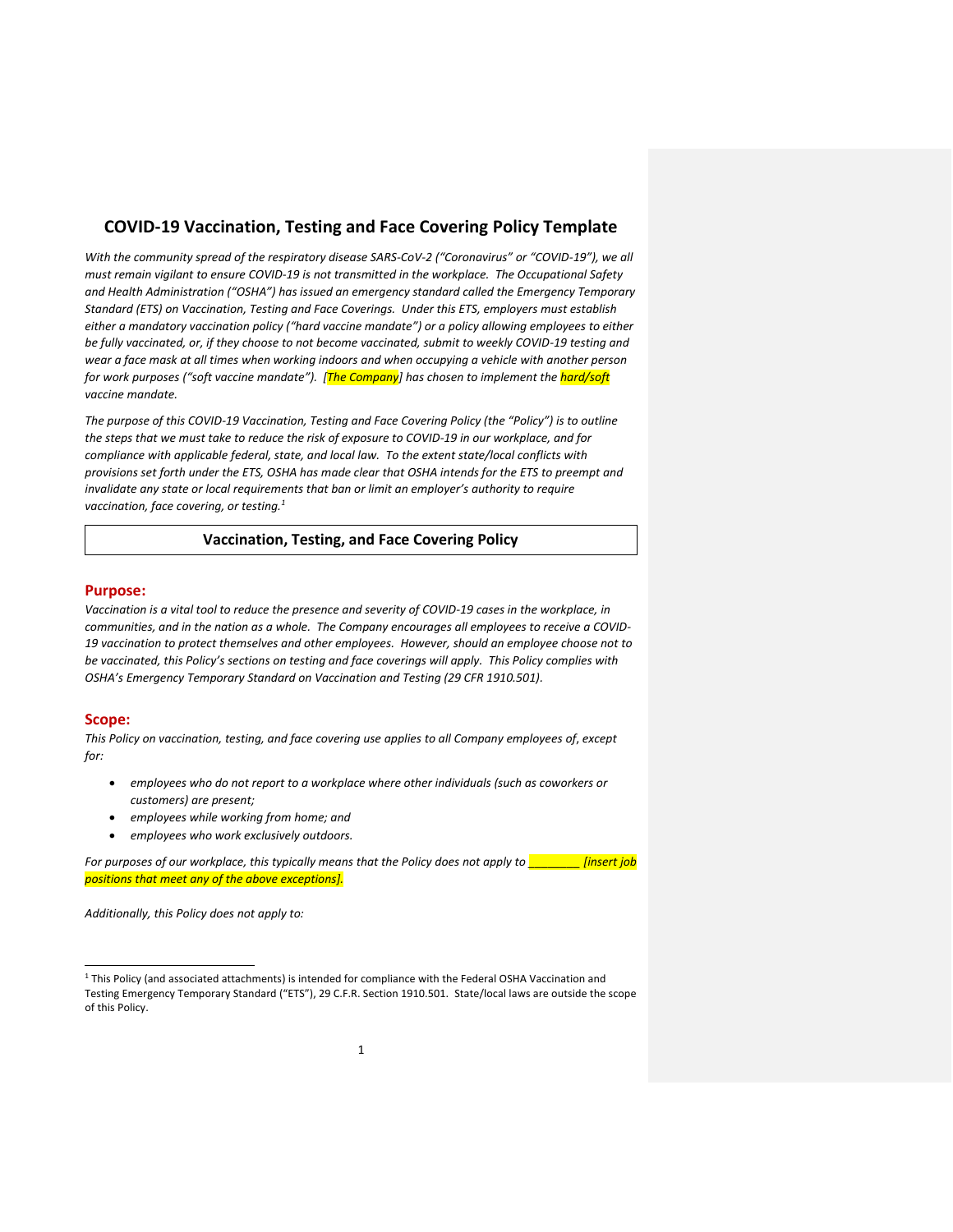# COVID-19 Vaccination, Testing and Face Covering Policy Template

*With the community spread of the respiratory disease SARS-CoV-2 ("Coronavirus" or "COVID-19"), we all must remain vigilant to ensure COVID-19 is not transmitted in the workplace. The Occupational Safety and Health Administration ("OSHA") has issued an emergency standard called the Emergency Temporary Standard (ETS) on Vaccination, Testing and Face Coverings. Under this ETS, employers must establish either a mandatory vaccination policy ("hard vaccine mandate") or a policy allowing employees to either be fully vaccinated, or, if they choose to not become vaccinated, submit to weekly COVID-19 testing and wear a face mask at all times when working indoors and when occupying a vehicle with another person for work purposes ("soft vaccine mandate"). [The Company] has chosen to implement the hard/soft vaccine mandate.*

*The purpose of this COVID-19 Vaccination, Testing and Face Covering Policy (the "Policy") is to outline the steps that we must take to reduce the risk of exposure to COVID-19 in our workplace, and for compliance with applicable federal, state, and local law. To the extent state/local conflicts with provisions set forth under the ETS, OSHA has made clear that OSHA intends for the ETS to preempt and invalidate any state or local requirements that ban or limit an employer's authority to require vaccination, face covering, or testing.[1]*

## Vaccination, Testing, and Face Covering Policy

### Purpose:

*Vaccination is a vital tool to reduce the presence and severity of COVID-19 cases in the workplace, in communities, and in the nation as a whole. The Company encourages all employees to receive a COVID-19 vaccination to protect themselves and other employees. However, should an employee choose not to be vaccinated, this Policy's sections on testing and face coverings will apply. This Policy complies with OSHA's Emergency Temporary Standard on Vaccination and Testing (29 CFR 1910.501).*

### Scope:

*This Policy on vaccination, testing, and face covering use applies to all Company employees of, except for:*

- *employees who do not report to a workplace where other individuals (such as coworkers or customers) are present;*
- *employees while working from home; and*
- *employees who work exclusively outdoors.*

*For purposes of our workplace, this typically means that the Policy does not apply to ________ [insert job positions that meet any of the above exceptions].*

*Additionally, this Policy does not apply to:*

[1] This Policy (and associated attachments) is intended for compliance with the Federal OSHA Vaccination and Testing Emergency Temporary Standard ("ETS"), 29 C.F.R. Section 1910.501. State/local laws are outside the scope of this Policy.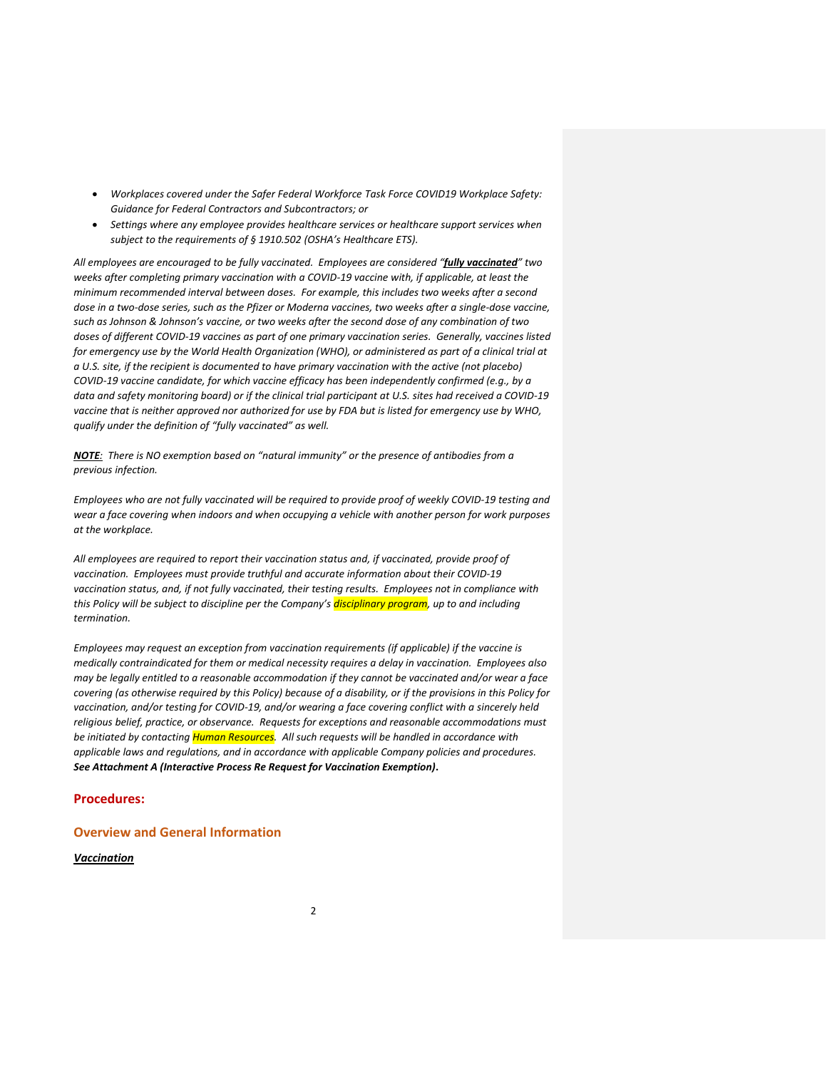- *Workplaces covered under the Safer Federal Workforce Task Force COVID19 Workplace Safety: Guidance for Federal Contractors and Subcontractors; or*
- *Settings where any employee provides healthcare services or healthcare support services when subject to the requirements of § 1910.502 (OSHA's Healthcare ETS).*

*All employees are encouraged to be fully vaccinated. Employees are considered "**fully vaccinated**" two weeks after completing primary vaccination with a COVID-19 vaccine with, if applicable, at least the minimum recommended interval between doses. For example, this includes two weeks after a second dose in a two-dose series, such as the Pfizer or Moderna vaccines, two weeks after a single-dose vaccine, such as Johnson & Johnson's vaccine, or two weeks after the second dose of any combination of two doses of different COVID-19 vaccines as part of one primary vaccination series. Generally, vaccines listed for emergency use by the World Health Organization (WHO), or administered as part of a clinical trial at a U.S. site, if the recipient is documented to have primary vaccination with the active (not placebo) COVID-19 vaccine candidate, for which vaccine efficacy has been independently confirmed (e.g., by a data and safety monitoring board) or if the clinical trial participant at U.S. sites had received a COVID-19 vaccine that is neither approved nor authorized for use by FDA but is listed for emergency use by WHO, qualify under the definition of "fully vaccinated" as well.*

***NOTE**: There is NO exemption based on "natural immunity" or the presence of antibodies from a previous infection.*

*Employees who are not fully vaccinated will be required to provide proof of weekly COVID-19 testing and wear a face covering when indoors and when occupying a vehicle with another person for work purposes at the workplace.*

*All employees are required to report their vaccination status and, if vaccinated, provide proof of vaccination. Employees must provide truthful and accurate information about their COVID-19 vaccination status, and, if not fully vaccinated, their testing results. Employees not in compliance with this Policy will be subject to discipline per the Company's disciplinary program, up to and including termination.*

*Employees may request an exception from vaccination requirements (if applicable) if the vaccine is medically contraindicated for them or medical necessity requires a delay in vaccination. Employees also may be legally entitled to a reasonable accommodation if they cannot be vaccinated and/or wear a face covering (as otherwise required by this Policy) because of a disability, or if the provisions in this Policy for vaccination, and/or testing for COVID-19, and/or wearing a face covering conflict with a sincerely held religious belief, practice, or observance. Requests for exceptions and reasonable accommodations must be initiated by contacting Human Resources. All such requests will be handled in accordance with applicable laws and regulations, and in accordance with applicable Company policies and procedures.* ***See Attachment A (Interactive Process Re Request for Vaccination Exemption)*.**

## Procedures:

### Overview and General Information

***Vaccination***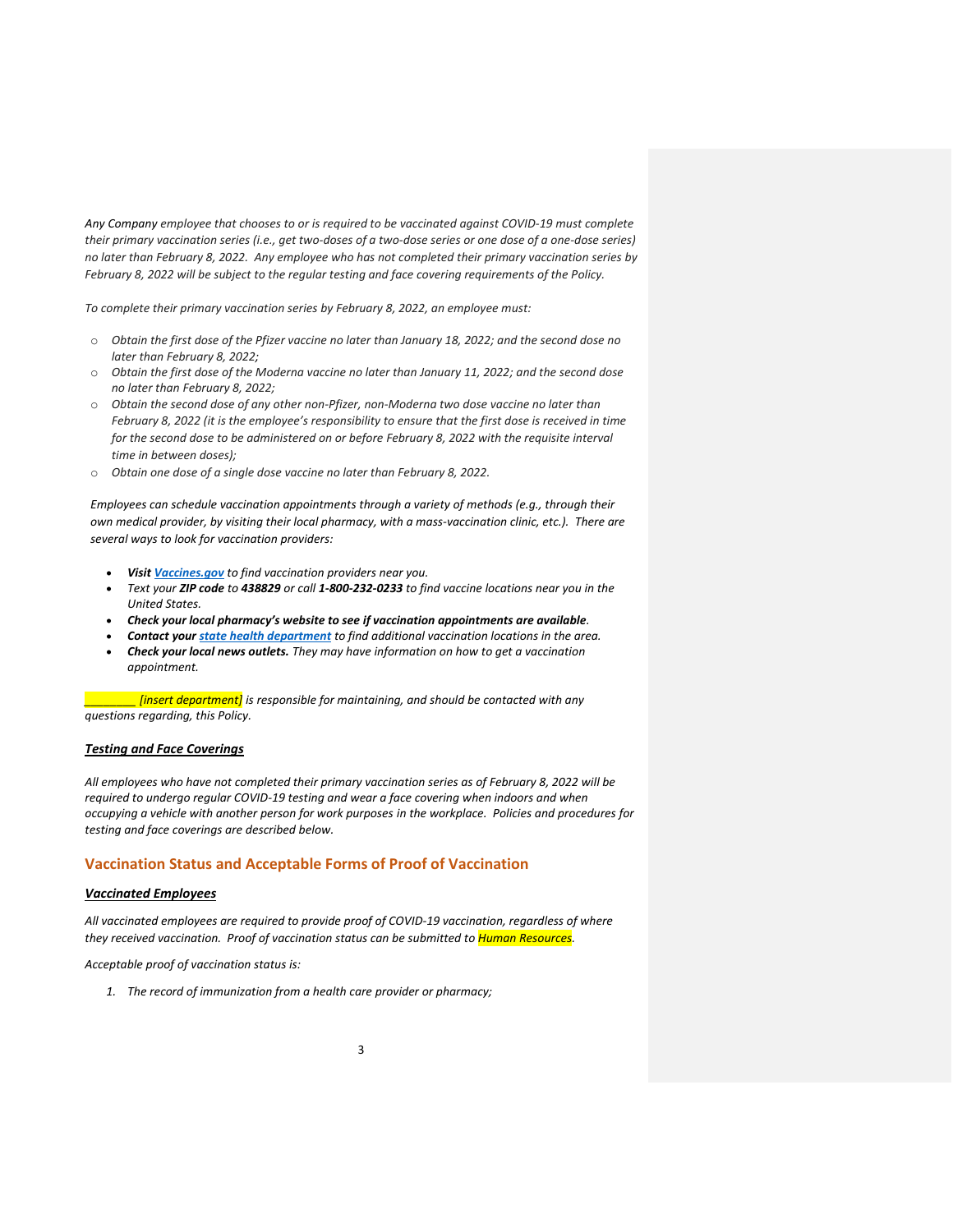*Any Company employee that chooses to or is required to be vaccinated against COVID-19 must complete their primary vaccination series (i.e., get two-doses of a two-dose series or one dose of a one-dose series) no later than February 8, 2022. Any employee who has not completed their primary vaccination series by February 8, 2022 will be subject to the regular testing and face covering requirements of the Policy.*

*To complete their primary vaccination series by February 8, 2022, an employee must:*

- *Obtain the first dose of the Pfizer vaccine no later than January 18, 2022; and the second dose no later than February 8, 2022;*
- *Obtain the first dose of the Moderna vaccine no later than January 11, 2022; and the second dose no later than February 8, 2022;*
- *Obtain the second dose of any other non-Pfizer, non-Moderna two dose vaccine no later than February 8, 2022 (it is the employee's responsibility to ensure that the first dose is received in time for the second dose to be administered on or before February 8, 2022 with the requisite interval time in between doses);*
- *Obtain one dose of a single dose vaccine no later than February 8, 2022.*

*Employees can schedule vaccination appointments through a variety of methods (e.g., through their own medical provider, by visiting their local pharmacy, with a mass-vaccination clinic, etc.). There are several ways to look for vaccination providers:*

- ***Visit Vaccines.gov** to find vaccination providers near you.*
- *Text your **ZIP code** to **438829** or call **1-800-232-0233** to find vaccine locations near you in the United States.*
- ***Check your local pharmacy's website to see if vaccination appointments are available**.*
- ***Contact your state health department** to find additional vaccination locations in the area.*
- ***Check your local news outlets.** They may have information on how to get a vaccination appointment.*

*________ [insert department] is responsible for maintaining, and should be contacted with any questions regarding, this Policy.*

***Testing and Face Coverings***

*All employees who have not completed their primary vaccination series as of February 8, 2022 will be required to undergo regular COVID-19 testing and wear a face covering when indoors and when occupying a vehicle with another person for work purposes in the workplace. Policies and procedures for testing and face coverings are described below.*

## Vaccination Status and Acceptable Forms of Proof of Vaccination

***Vaccinated Employees***

*All vaccinated employees are required to provide proof of COVID-19 vaccination, regardless of where they received vaccination. Proof of vaccination status can be submitted to Human Resources.*

*Acceptable proof of vaccination status is:*

1. *The record of immunization from a health care provider or pharmacy;*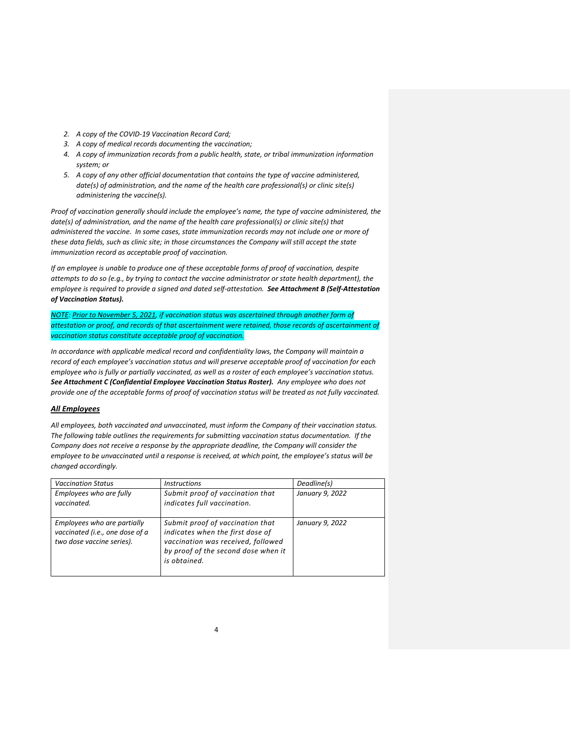2. *A copy of the COVID-19 Vaccination Record Card;*
3. *A copy of medical records documenting the vaccination;*
4. *A copy of immunization records from a public health, state, or tribal immunization information system; or*
5. *A copy of any other official documentation that contains the type of vaccine administered, date(s) of administration, and the name of the health care professional(s) or clinic site(s) administering the vaccine(s).*

*Proof of vaccination generally should include the employee's name, the type of vaccine administered, the date(s) of administration, and the name of the health care professional(s) or clinic site(s) that administered the vaccine. In some cases, state immunization records may not include one or more of these data fields, such as clinic site; in those circumstances the Company will still accept the state immunization record as acceptable proof of vaccination.*

*If an employee is unable to produce one of these acceptable forms of proof of vaccination, despite attempts to do so (e.g., by trying to contact the vaccine administrator or state health department), the employee is required to provide a signed and dated self-attestation.* ***See Attachment B (Self-Attestation of Vaccination Status).***

*NOTE: Prior to November 5, 2021, if vaccination status was ascertained through another form of attestation or proof, and records of that ascertainment were retained, those records of ascertainment of vaccination status constitute acceptable proof of vaccination.*

*In accordance with applicable medical record and confidentiality laws, the Company will maintain a record of each employee's vaccination status and will preserve acceptable proof of vaccination for each employee who is fully or partially vaccinated, as well as a roster of each employee's vaccination status.* ***See Attachment C (Confidential Employee Vaccination Status Roster).*** *Any employee who does not provide one of the acceptable forms of proof of vaccination status will be treated as not fully vaccinated.*

## ***All Employees***

*All employees, both vaccinated and unvaccinated, must inform the Company of their vaccination status. The following table outlines the requirements for submitting vaccination status documentation. If the Company does not receive a response by the appropriate deadline, the Company will consider the employee to be unvaccinated until a response is received, at which point, the employee's status will be changed accordingly.*

| *Vaccination Status* | *Instructions* | *Deadline(s)* |
|---|---|---|
| *Employees who are fully vaccinated.* | *Submit proof of vaccination that indicates full vaccination.* | *January 9, 2022* |
| *Employees who are partially vaccinated (i.e., one dose of a two dose vaccine series).* | *Submit proof of vaccination that indicates when the first dose of vaccination was received, followed by proof of the second dose when it is obtained.* | *January 9, 2022* |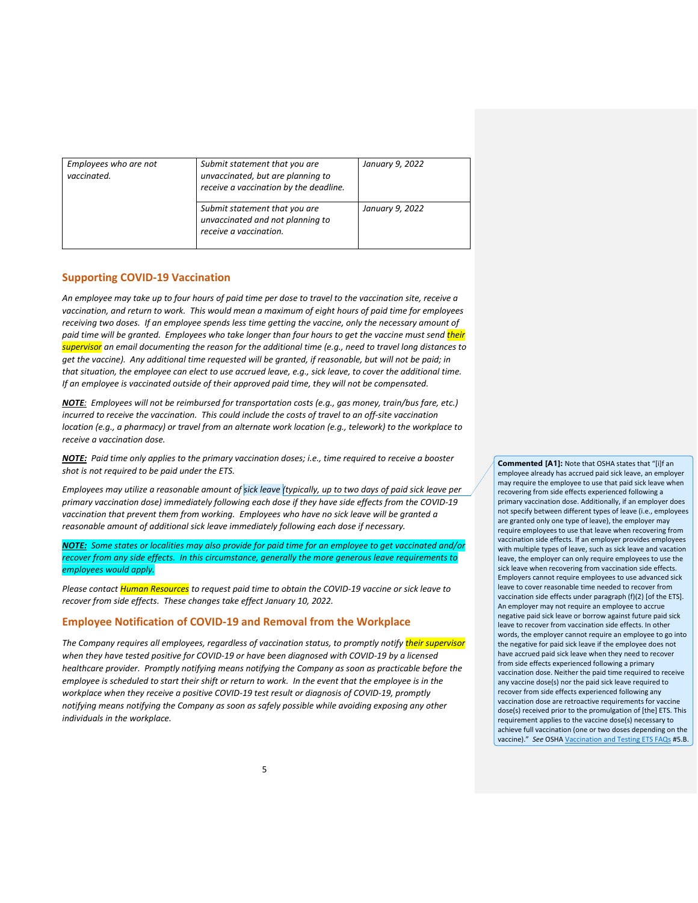| | | |
|---|---|---|
| *Employees who are not vaccinated.* | *Submit statement that you are unvaccinated, but are planning to receive a vaccination by the deadline.* | *January 9, 2022* |
| | *Submit statement that you are unvaccinated and not planning to receive a vaccination.* | *January 9, 2022* |

## Supporting COVID-19 Vaccination

*An employee may take up to four hours of paid time per dose to travel to the vaccination site, receive a vaccination, and return to work. This would mean a maximum of eight hours of paid time for employees receiving two doses. If an employee spends less time getting the vaccine, only the necessary amount of paid time will be granted. Employees who take longer than four hours to get the vaccine must send their supervisor an email documenting the reason for the additional time (e.g., need to travel long distances to get the vaccine). Any additional time requested will be granted, if reasonable, but will not be paid; in that situation, the employee can elect to use accrued leave, e.g., sick leave, to cover the additional time. If an employee is vaccinated outside of their approved paid time, they will not be compensated.*

***NOTE**: Employees will not be reimbursed for transportation costs (e.g., gas money, train/bus fare, etc.) incurred to receive the vaccination. This could include the costs of travel to an off-site vaccination location (e.g., a pharmacy) or travel from an alternate work location (e.g., telework) to the workplace to receive a vaccination dose.*

***NOTE:** Paid time only applies to the primary vaccination doses; i.e., time required to receive a booster shot is not required to be paid under the ETS.*

*Employees may utilize a reasonable amount of sick leave (typically, up to two days of paid sick leave per primary vaccination dose) immediately following each dose if they have side effects from the COVID-19 vaccination that prevent them from working. Employees who have no sick leave will be granted a reasonable amount of additional sick leave immediately following each dose if necessary.*

> **Commented [A1]:** Note that OSHA states that "[i]f an employee already has accrued paid sick leave, an employer may require the employee to use that paid sick leave when recovering from side effects experienced following a primary vaccination dose. Additionally, if an employer does not specify between different types of leave (i.e., employees are granted only one type of leave), the employer may require employees to use that leave when recovering from vaccination side effects. If an employer provides employees with multiple types of leave, such as sick leave and vacation leave, the employer can only require employees to use the sick leave when recovering from vaccination side effects. Employers cannot require employees to use advanced sick leave to cover reasonable time needed to recover from vaccination side effects under paragraph (f)(2) [of the ETS]. An employer may not require an employee to accrue negative paid sick leave or borrow against future paid sick leave to recover from vaccination side effects. In other words, the employer cannot require an employee to go into the negative for paid sick leave if the employee does not have accrued paid sick leave when they need to recover from side effects experienced following a primary vaccination dose. Neither the paid time required to receive any vaccine dose(s) nor the paid sick leave required to recover from side effects experienced following any vaccination dose are retroactive requirements for vaccine dose(s) received prior to the promulgation of [the] ETS. This requirement applies to the vaccine dose(s) necessary to achieve full vaccination (one or two doses depending on the vaccine)." *See* OSHA Vaccination and Testing ETS FAQs #5.B.

***NOTE:** Some states or localities may also provide for paid time for an employee to get vaccinated and/or recover from any side effects. In this circumstance, generally the more generous leave requirements to employees would apply.*

*Please contact Human Resources to request paid time to obtain the COVID-19 vaccine or sick leave to recover from side effects. These changes take effect January 10, 2022.*

## Employee Notification of COVID-19 and Removal from the Workplace

*The Company requires all employees, regardless of vaccination status, to promptly notify their supervisor when they have tested positive for COVID-19 or have been diagnosed with COVID-19 by a licensed healthcare provider. Promptly notifying means notifying the Company as soon as practicable before the employee is scheduled to start their shift or return to work. In the event that the employee is in the workplace when they receive a positive COVID-19 test result or diagnosis of COVID-19, promptly notifying means notifying the Company as soon as safely possible while avoiding exposing any other individuals in the workplace.*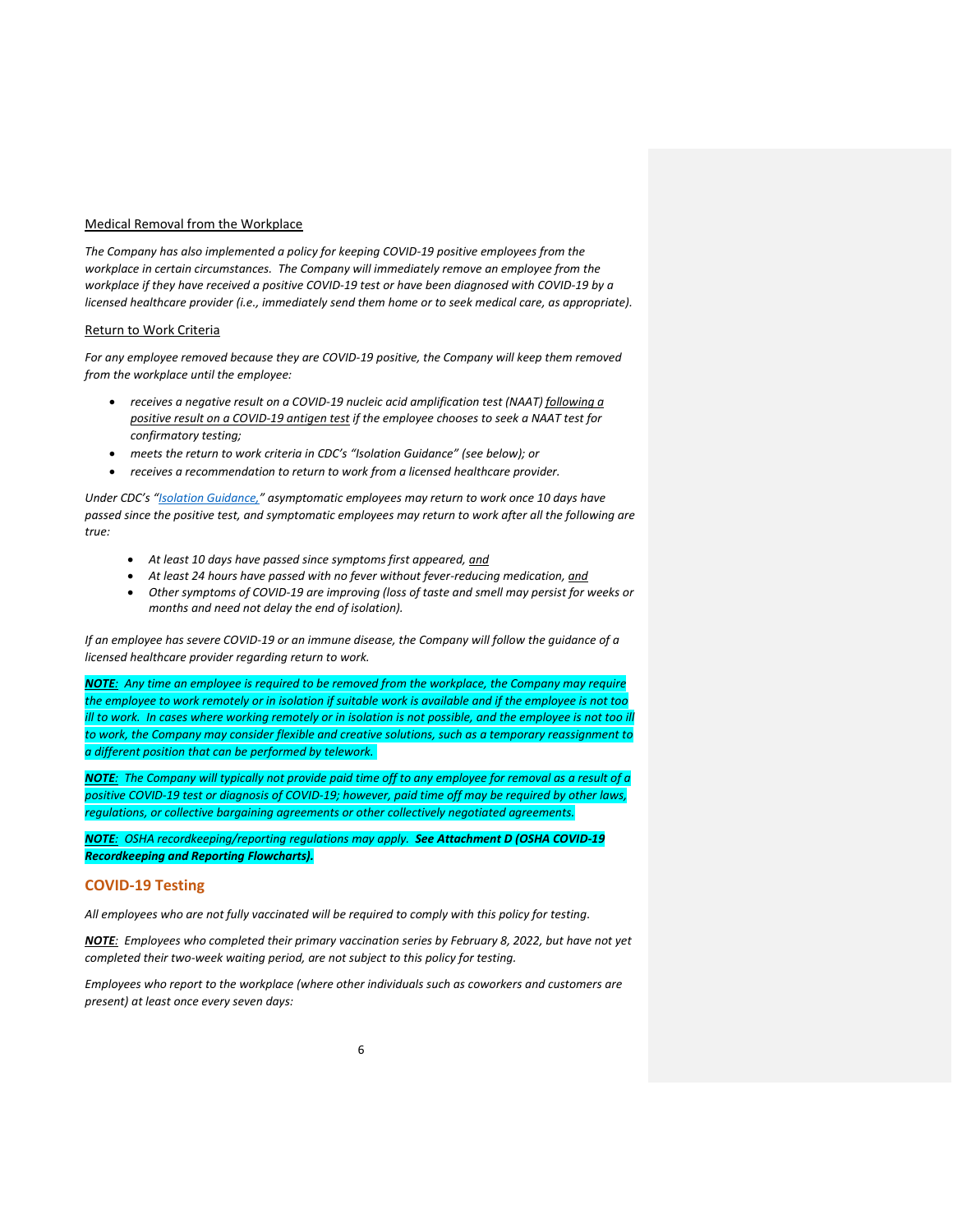Medical Removal from the Workplace

*The Company has also implemented a policy for keeping COVID-19 positive employees from the workplace in certain circumstances. The Company will immediately remove an employee from the workplace if they have received a positive COVID-19 test or have been diagnosed with COVID-19 by a licensed healthcare provider (i.e., immediately send them home or to seek medical care, as appropriate).*

Return to Work Criteria

*For any employee removed because they are COVID-19 positive, the Company will keep them removed from the workplace until the employee:*

- *receives a negative result on a COVID-19 nucleic acid amplification test (NAAT) following a positive result on a COVID-19 antigen test if the employee chooses to seek a NAAT test for confirmatory testing;*
- *meets the return to work criteria in CDC's "Isolation Guidance" (see below); or*
- *receives a recommendation to return to work from a licensed healthcare provider.*

*Under CDC's "Isolation Guidance," asymptomatic employees may return to work once 10 days have passed since the positive test, and symptomatic employees may return to work after all the following are true:*

- *At least 10 days have passed since symptoms first appeared, and*
- *At least 24 hours have passed with no fever without fever-reducing medication, and*
- *Other symptoms of COVID-19 are improving (loss of taste and smell may persist for weeks or months and need not delay the end of isolation).*

*If an employee has severe COVID-19 or an immune disease, the Company will follow the guidance of a licensed healthcare provider regarding return to work.*

***NOTE****: Any time an employee is required to be removed from the workplace, the Company may require the employee to work remotely or in isolation if suitable work is available and if the employee is not too ill to work. In cases where working remotely or in isolation is not possible, and the employee is not too ill to work, the Company may consider flexible and creative solutions, such as a temporary reassignment to a different position that can be performed by telework.*

***NOTE****: The Company will typically not provide paid time off to any employee for removal as a result of a positive COVID-19 test or diagnosis of COVID-19; however, paid time off may be required by other laws, regulations, or collective bargaining agreements or other collectively negotiated agreements.*

***NOTE****: OSHA recordkeeping/reporting regulations may apply.* ***See Attachment D (OSHA COVID-19 Recordkeeping and Reporting Flowcharts).***

## COVID-19 Testing

*All employees who are not fully vaccinated will be required to comply with this policy for testing.*

***NOTE****: Employees who completed their primary vaccination series by February 8, 2022, but have not yet completed their two-week waiting period, are not subject to this policy for testing.*

*Employees who report to the workplace (where other individuals such as coworkers and customers are present) at least once every seven days:*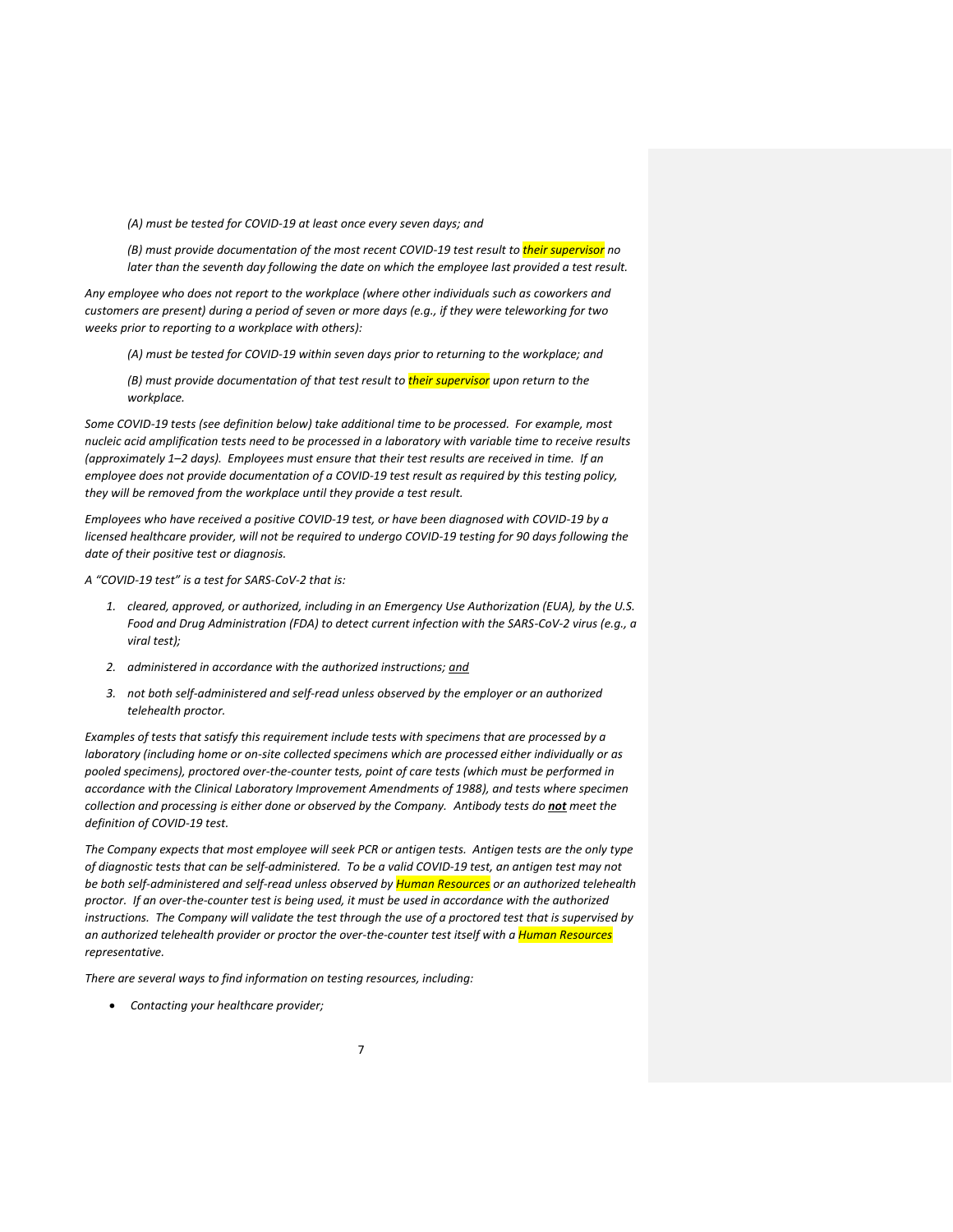*(A) must be tested for COVID-19 at least once every seven days; and*

*(B) must provide documentation of the most recent COVID-19 test result to their supervisor no later than the seventh day following the date on which the employee last provided a test result.*

*Any employee who does not report to the workplace (where other individuals such as coworkers and customers are present) during a period of seven or more days (e.g., if they were teleworking for two weeks prior to reporting to a workplace with others):*

*(A) must be tested for COVID-19 within seven days prior to returning to the workplace; and*

*(B) must provide documentation of that test result to their supervisor upon return to the workplace.*

*Some COVID-19 tests (see definition below) take additional time to be processed. For example, most nucleic acid amplification tests need to be processed in a laboratory with variable time to receive results (approximately 1–2 days). Employees must ensure that their test results are received in time. If an employee does not provide documentation of a COVID-19 test result as required by this testing policy, they will be removed from the workplace until they provide a test result.*

*Employees who have received a positive COVID-19 test, or have been diagnosed with COVID-19 by a licensed healthcare provider, will not be required to undergo COVID-19 testing for 90 days following the date of their positive test or diagnosis.*

*A "COVID-19 test" is a test for SARS-CoV-2 that is:*

1. *cleared, approved, or authorized, including in an Emergency Use Authorization (EUA), by the U.S. Food and Drug Administration (FDA) to detect current infection with the SARS-CoV-2 virus (e.g., a viral test);*
2. *administered in accordance with the authorized instructions; and*
3. *not both self-administered and self-read unless observed by the employer or an authorized telehealth proctor.*

*Examples of tests that satisfy this requirement include tests with specimens that are processed by a laboratory (including home or on-site collected specimens which are processed either individually or as pooled specimens), proctored over-the-counter tests, point of care tests (which must be performed in accordance with the Clinical Laboratory Improvement Amendments of 1988), and tests where specimen collection and processing is either done or observed by the Company. Antibody tests do **not** meet the definition of COVID-19 test.*

*The Company expects that most employee will seek PCR or antigen tests. Antigen tests are the only type of diagnostic tests that can be self-administered. To be a valid COVID-19 test, an antigen test may not be both self-administered and self-read unless observed by Human Resources or an authorized telehealth proctor. If an over-the-counter test is being used, it must be used in accordance with the authorized instructions. The Company will validate the test through the use of a proctored test that is supervised by an authorized telehealth provider or proctor the over-the-counter test itself with a Human Resources representative.*

*There are several ways to find information on testing resources, including:*

- *Contacting your healthcare provider;*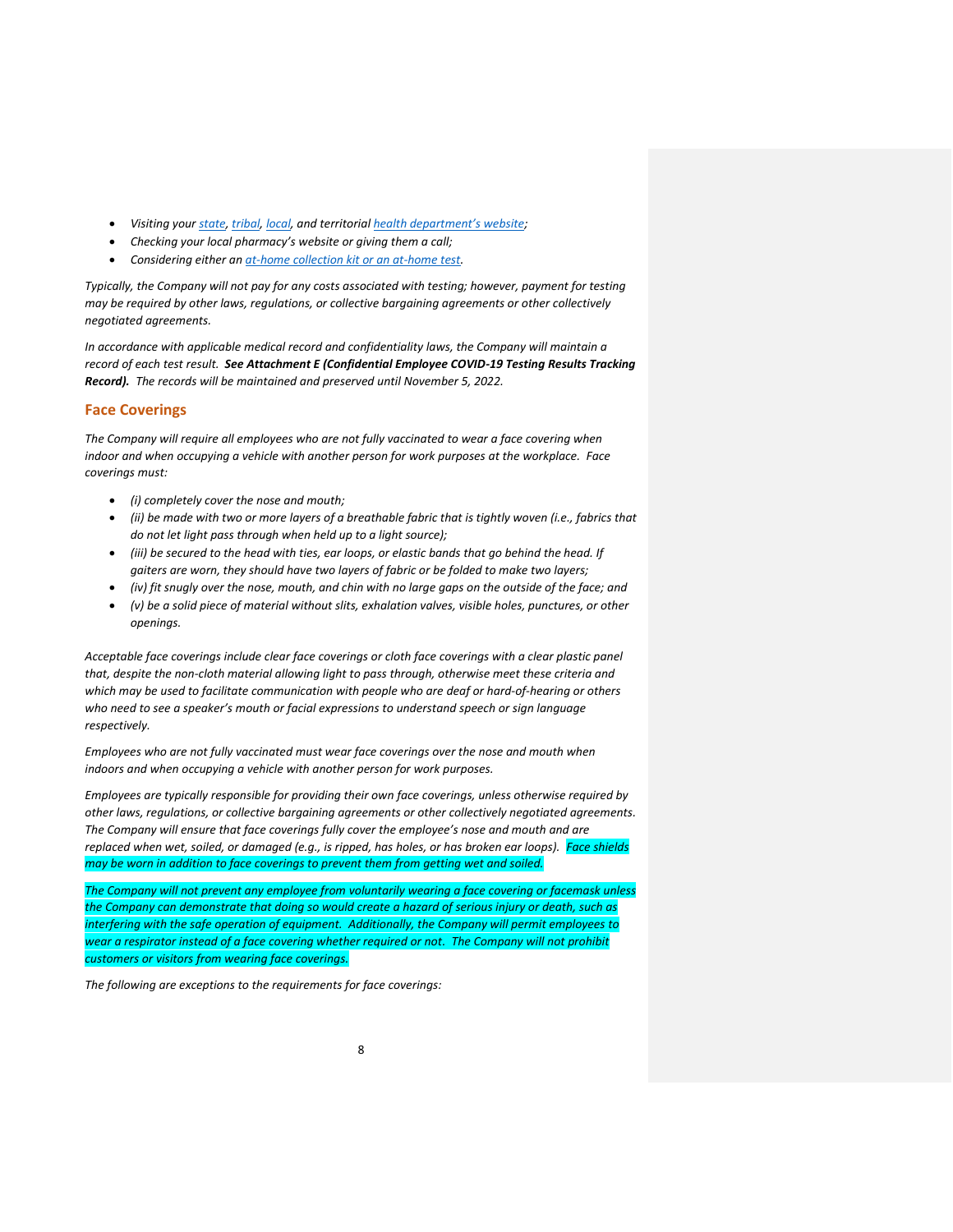- *Visiting your state, tribal, local, and territorial health department's website;*
- *Checking your local pharmacy's website or giving them a call;*
- *Considering either an at-home collection kit or an at-home test.*

*Typically, the Company will not pay for any costs associated with testing; however, payment for testing may be required by other laws, regulations, or collective bargaining agreements or other collectively negotiated agreements.*

*In accordance with applicable medical record and confidentiality laws, the Company will maintain a record of each test result.* ***See Attachment E (Confidential Employee COVID-19 Testing Results Tracking Record).*** *The records will be maintained and preserved until November 5, 2022.*

## Face Coverings

*The Company will require all employees who are not fully vaccinated to wear a face covering when indoor and when occupying a vehicle with another person for work purposes at the workplace. Face coverings must:*

- *(i) completely cover the nose and mouth;*
- *(ii) be made with two or more layers of a breathable fabric that is tightly woven (i.e., fabrics that do not let light pass through when held up to a light source);*
- *(iii) be secured to the head with ties, ear loops, or elastic bands that go behind the head. If gaiters are worn, they should have two layers of fabric or be folded to make two layers;*
- *(iv) fit snugly over the nose, mouth, and chin with no large gaps on the outside of the face; and*
- *(v) be a solid piece of material without slits, exhalation valves, visible holes, punctures, or other openings.*

*Acceptable face coverings include clear face coverings or cloth face coverings with a clear plastic panel that, despite the non-cloth material allowing light to pass through, otherwise meet these criteria and which may be used to facilitate communication with people who are deaf or hard-of-hearing or others who need to see a speaker's mouth or facial expressions to understand speech or sign language respectively.*

*Employees who are not fully vaccinated must wear face coverings over the nose and mouth when indoors and when occupying a vehicle with another person for work purposes.*

*Employees are typically responsible for providing their own face coverings, unless otherwise required by other laws, regulations, or collective bargaining agreements or other collectively negotiated agreements. The Company will ensure that face coverings fully cover the employee's nose and mouth and are replaced when wet, soiled, or damaged (e.g., is ripped, has holes, or has broken ear loops). Face shields may be worn in addition to face coverings to prevent them from getting wet and soiled.*

*The Company will not prevent any employee from voluntarily wearing a face covering or facemask unless the Company can demonstrate that doing so would create a hazard of serious injury or death, such as interfering with the safe operation of equipment. Additionally, the Company will permit employees to wear a respirator instead of a face covering whether required or not. The Company will not prohibit customers or visitors from wearing face coverings.*

*The following are exceptions to the requirements for face coverings:*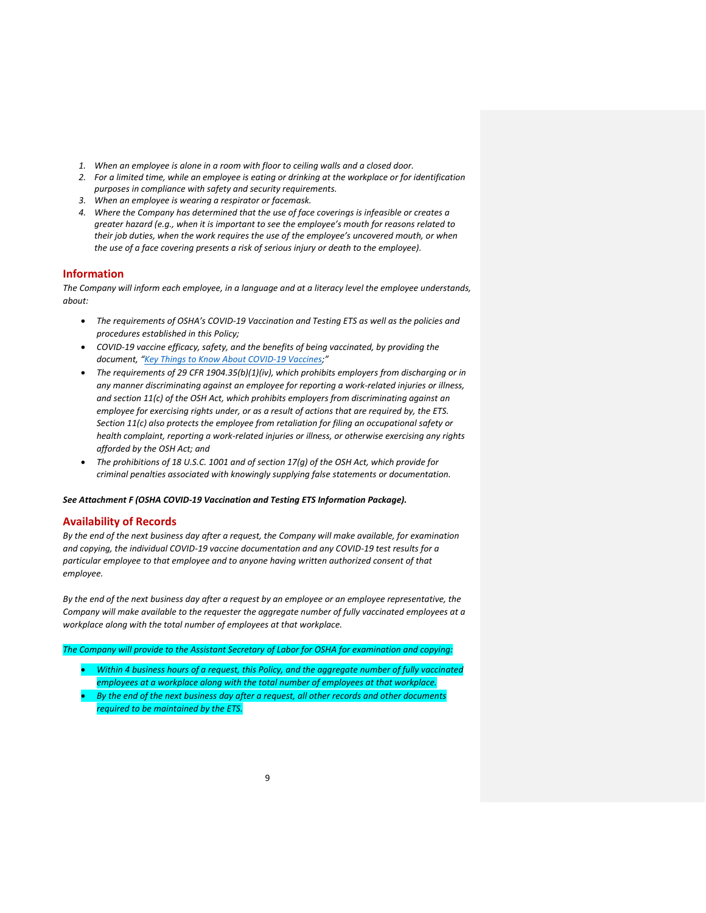1. *When an employee is alone in a room with floor to ceiling walls and a closed door.*
2. *For a limited time, while an employee is eating or drinking at the workplace or for identification purposes in compliance with safety and security requirements.*
3. *When an employee is wearing a respirator or facemask.*
4. *Where the Company has determined that the use of face coverings is infeasible or creates a greater hazard (e.g., when it is important to see the employee's mouth for reasons related to their job duties, when the work requires the use of the employee's uncovered mouth, or when the use of a face covering presents a risk of serious injury or death to the employee).*

## Information

*The Company will inform each employee, in a language and at a literacy level the employee understands, about:*

- *The requirements of OSHA's COVID-19 Vaccination and Testing ETS as well as the policies and procedures established in this Policy;*
- *COVID-19 vaccine efficacy, safety, and the benefits of being vaccinated, by providing the document, "Key Things to Know About COVID-19 Vaccines;"*
- *The requirements of 29 CFR 1904.35(b)(1)(iv), which prohibits employers from discharging or in any manner discriminating against an employee for reporting a work-related injuries or illness, and section 11(c) of the OSH Act, which prohibits employers from discriminating against an employee for exercising rights under, or as a result of actions that are required by, the ETS. Section 11(c) also protects the employee from retaliation for filing an occupational safety or health complaint, reporting a work-related injuries or illness, or otherwise exercising any rights afforded by the OSH Act; and*
- *The prohibitions of 18 U.S.C. 1001 and of section 17(g) of the OSH Act, which provide for criminal penalties associated with knowingly supplying false statements or documentation.*

***See Attachment F (OSHA COVID-19 Vaccination and Testing ETS Information Package).***

## Availability of Records

*By the end of the next business day after a request, the Company will make available, for examination and copying, the individual COVID-19 vaccine documentation and any COVID-19 test results for a particular employee to that employee and to anyone having written authorized consent of that employee.*

*By the end of the next business day after a request by an employee or an employee representative, the Company will make available to the requester the aggregate number of fully vaccinated employees at a workplace along with the total number of employees at that workplace.*

*The Company will provide to the Assistant Secretary of Labor for OSHA for examination and copying:*

- *Within 4 business hours of a request, this Policy, and the aggregate number of fully vaccinated employees at a workplace along with the total number of employees at that workplace.*
- *By the end of the next business day after a request, all other records and other documents required to be maintained by the ETS.*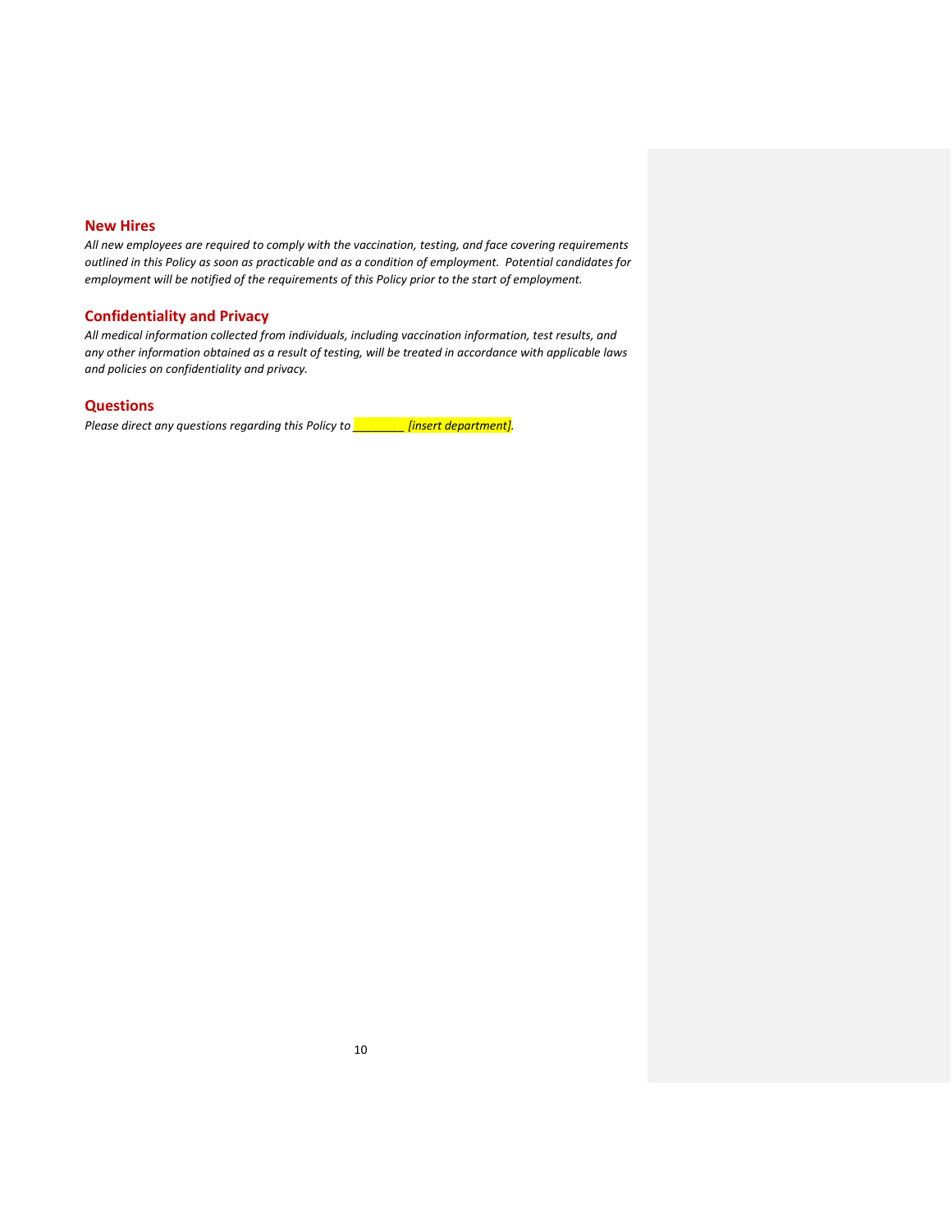## New Hires

*All new employees are required to comply with the vaccination, testing, and face covering requirements outlined in this Policy as soon as practicable and as a condition of employment. Potential candidates for employment will be notified of the requirements of this Policy prior to the start of employment.*

## Confidentiality and Privacy

*All medical information collected from individuals, including vaccination information, test results, and any other information obtained as a result of testing, will be treated in accordance with applicable laws and policies on confidentiality and privacy.*

## Questions

*Please direct any questions regarding this Policy to ________ [insert department].*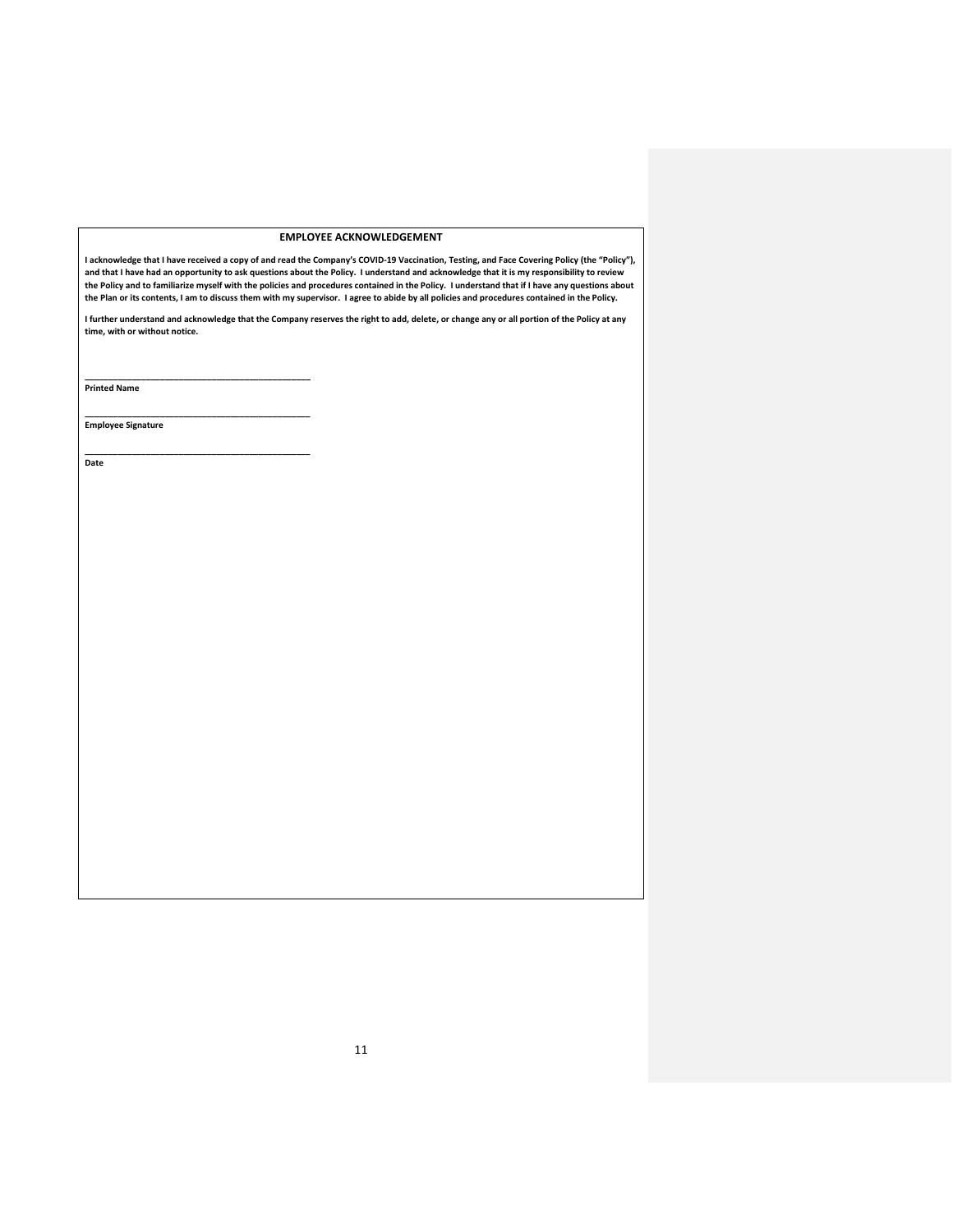## EMPLOYEE ACKNOWLEDGEMENT

**I acknowledge that I have received a copy of and read the Company's COVID-19 Vaccination, Testing, and Face Covering Policy (the "Policy"), and that I have had an opportunity to ask questions about the Policy. I understand and acknowledge that it is my responsibility to review the Policy and to familiarize myself with the policies and procedures contained in the Policy. I understand that if I have any questions about the Plan or its contents, I am to discuss them with my supervisor. I agree to abide by all policies and procedures contained in the Policy.**

**I further understand and acknowledge that the Company reserves the right to add, delete, or change any or all portion of the Policy at any time, with or without notice.**

_______________________________________________
**Printed Name**

_______________________________________________
**Employee Signature**

_______________________________________________
**Date**